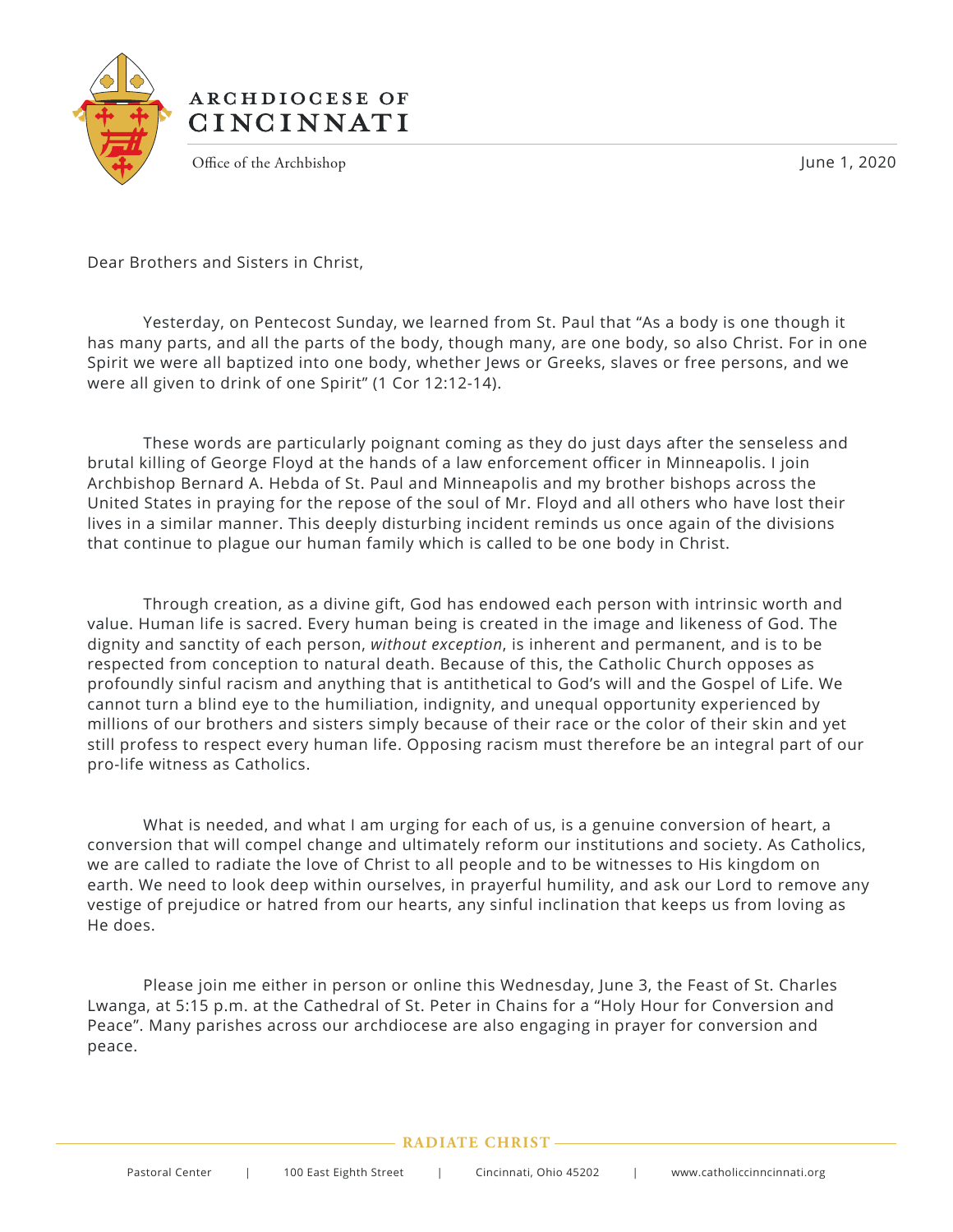# ARCHDIOCESE OF CINCINNATI

Office of the Archbishop

June 1, 2020

Dear Brothers and Sisters in Christ,

Yesterday, on Pentecost Sunday, we learned from St. Paul that "As a body is one though it has many parts, and all the parts of the body, though many, are one body, so also Christ. For in one Spirit we were all baptized into one body, whether Jews or Greeks, slaves or free persons, and we were all given to drink of one Spirit" (1 Cor 12:12-14).

These words are particularly poignant coming as they do just days after the senseless and brutal killing of George Floyd at the hands of a law enforcement officer in Minneapolis. I join Archbishop Bernard A. Hebda of St. Paul and Minneapolis and my brother bishops across the United States in praying for the repose of the soul of Mr. Floyd and all others who have lost their lives in a similar manner. This deeply disturbing incident reminds us once again of the divisions that continue to plague our human family which is called to be one body in Christ.

Through creation, as a divine gift, God has endowed each person with intrinsic worth and value. Human life is sacred. Every human being is created in the image and likeness of God. The dignity and sanctity of each person, *without exception*, is inherent and permanent, and is to be respected from conception to natural death. Because of this, the Catholic Church opposes as profoundly sinful racism and anything that is antithetical to God's will and the Gospel of Life. We cannot turn a blind eye to the humiliation, indignity, and unequal opportunity experienced by millions of our brothers and sisters simply because of their race or the color of their skin and yet still profess to respect every human life. Opposing racism must therefore be an integral part of our pro-life witness as Catholics.

What is needed, and what I am urging for each of us, is a genuine conversion of heart, a conversion that will compel change and ultimately reform our institutions and society. As Catholics, we are called to radiate the love of Christ to all people and to be witnesses to His kingdom on earth. We need to look deep within ourselves, in prayerful humility, and ask our Lord to remove any vestige of prejudice or hatred from our hearts, any sinful inclination that keeps us from loving as He does.

Please join me either in person or online this Wednesday, June 3, the Feast of St. Charles Lwanga, at 5:15 p.m. at the Cathedral of St. Peter in Chains for a "Holy Hour for Conversion and Peace". Many parishes across our archdiocese are also engaging in prayer for conversion and peace.

RADIATE CHRIST

Pastoral Center | 100 East Eighth Street | Cincinnati, Ohio 45202 | www.catholiccinncinnati.org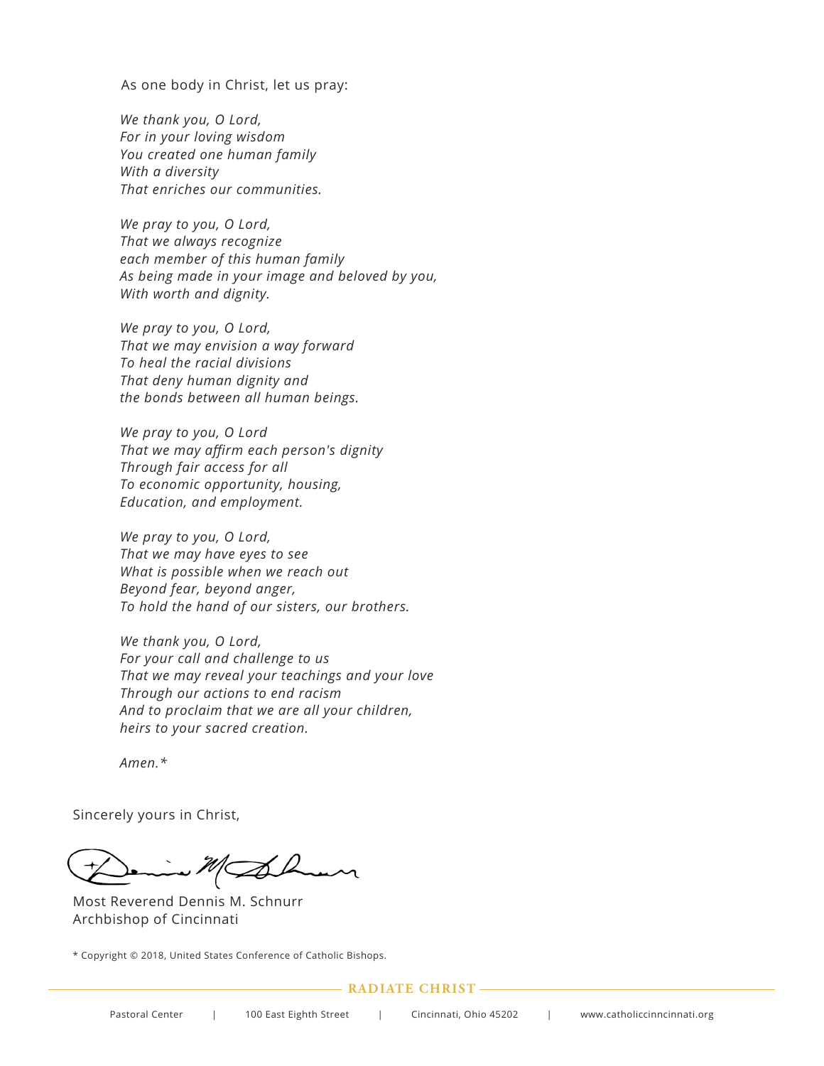As one body in Christ, let us pray:

*We thank you, O Lord,*
*For in your loving wisdom*
*You created one human family*
*With a diversity*
*That enriches our communities.*

*We pray to you, O Lord,*
*That we always recognize*
*each member of this human family*
*As being made in your image and beloved by you,*
*With worth and dignity.*

*We pray to you, O Lord,*
*That we may envision a way forward*
*To heal the racial divisions*
*That deny human dignity and*
*the bonds between all human beings.*

*We pray to you, O Lord*
*That we may affirm each person's dignity*
*Through fair access for all*
*To economic opportunity, housing,*
*Education, and employment.*

*We pray to you, O Lord,*
*That we may have eyes to see*
*What is possible when we reach out*
*Beyond fear, beyond anger,*
*To hold the hand of our sisters, our brothers.*

*We thank you, O Lord,*
*For your call and challenge to us*
*That we may reveal your teachings and your love*
*Through our actions to end racism*
*And to proclaim that we are all your children,*
*heirs to your sacred creation.*

*Amen.**

Sincerely yours in Christ,

Most Reverend Dennis M. Schnurr
Archbishop of Cincinnati

* Copyright © 2018, United States Conference of Catholic Bishops.

RADIATE CHRIST

Pastoral Center | 100 East Eighth Street | Cincinnati, Ohio 45202 | www.catholiccinncinnati.org